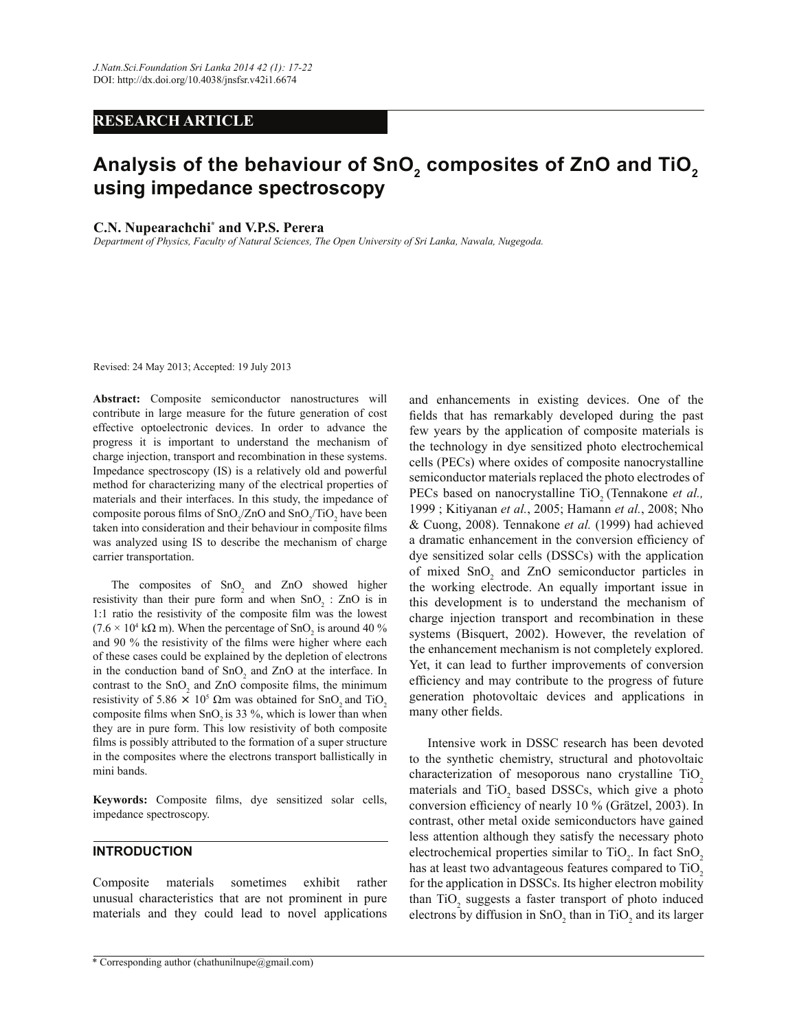J.Natn.Sci.Foundation Sri Lanka 2014 42 (1): 17-22
DOI: http://dx.doi.org/10.4038/jnsfsr.v42i1.6674

**RESEARCH ARTICLE**

# Analysis of the behaviour of $SnO_2$ composites of ZnO and $TiO_2$ using impedance spectroscopy

**C.N. Nupearachchi*** **and V.P.S. Perera**

*Department of Physics, Faculty of Natural Sciences, The Open University of Sri Lanka, Nawala, Nugegoda.*

Revised: 24 May 2013; Accepted: 19 July 2013

**Abstract:** Composite semiconductor nanostructures will contribute in large measure for the future generation of cost effective optoelectronic devices. In order to advance the progress it is important to understand the mechanism of charge injection, transport and recombination in these systems. Impedance spectroscopy (IS) is a relatively old and powerful method for characterizing many of the electrical properties of materials and their interfaces. In this study, the impedance of composite porous films of $SnO_2$/ZnO and $SnO_2$/$TiO_2$ have been taken into consideration and their behaviour in composite films was analyzed using IS to describe the mechanism of charge carrier transportation.

The composites of $SnO_2$ and ZnO showed higher resistivity than their pure form and when $SnO_2$ : ZnO is in 1:1 ratio the resistivity of the composite film was the lowest ($7.6 \times 10^4$ kΩ m). When the percentage of $SnO_2$ is around 40 % and 90 % the resistivity of the films were higher where each of these cases could be explained by the depletion of electrons in the conduction band of $SnO_2$ and ZnO at the interface. In contrast to the $SnO_2$ and ZnO composite films, the minimum resistivity of $5.86 \times 10^5$ Ωm was obtained for $SnO_2$ and $TiO_2$ composite films when $SnO_2$ is 33 %, which is lower than when they are in pure form. This low resistivity of both composite films is possibly attributed to the formation of a super structure in the composites where the electrons transport ballistically in mini bands.

**Keywords:** Composite films, dye sensitized solar cells, impedance spectroscopy.

## INTRODUCTION

Composite materials sometimes exhibit rather unusual characteristics that are not prominent in pure materials and they could lead to novel applications and enhancements in existing devices. One of the fields that has remarkably developed during the past few years by the application of composite materials is the technology in dye sensitized photo electrochemical cells (PECs) where oxides of composite nanocrystalline semiconductor materials replaced the photo electrodes of PECs based on nanocrystalline $TiO_2$ (Tennakone *et al.,* 1999 ; Kitiyanan *et al.*, 2005; Hamann *et al.*, 2008; Nho & Cuong, 2008). Tennakone *et al.* (1999) had achieved a dramatic enhancement in the conversion efficiency of dye sensitized solar cells (DSSCs) with the application of mixed $SnO_2$ and ZnO semiconductor particles in the working electrode. An equally important issue in this development is to understand the mechanism of charge injection transport and recombination in these systems (Bisquert, 2002). However, the revelation of the enhancement mechanism is not completely explored. Yet, it can lead to further improvements of conversion efficiency and may contribute to the progress of future generation photovoltaic devices and applications in many other fields.

Intensive work in DSSC research has been devoted to the synthetic chemistry, structural and photovoltaic characterization of mesoporous nano crystalline $TiO_2$ materials and $TiO_2$ based DSSCs, which give a photo conversion efficiency of nearly 10 % (Grätzel, 2003). In contrast, other metal oxide semiconductors have gained less attention although they satisfy the necessary photo electrochemical properties similar to $TiO_2$. In fact $SnO_2$ has at least two advantageous features compared to $TiO_2$ for the application in DSSCs. Its higher electron mobility than $TiO_2$ suggests a faster transport of photo induced electrons by diffusion in $SnO_2$ than in $TiO_2$ and its larger

* Corresponding author (chathunilnupe@gmail.com)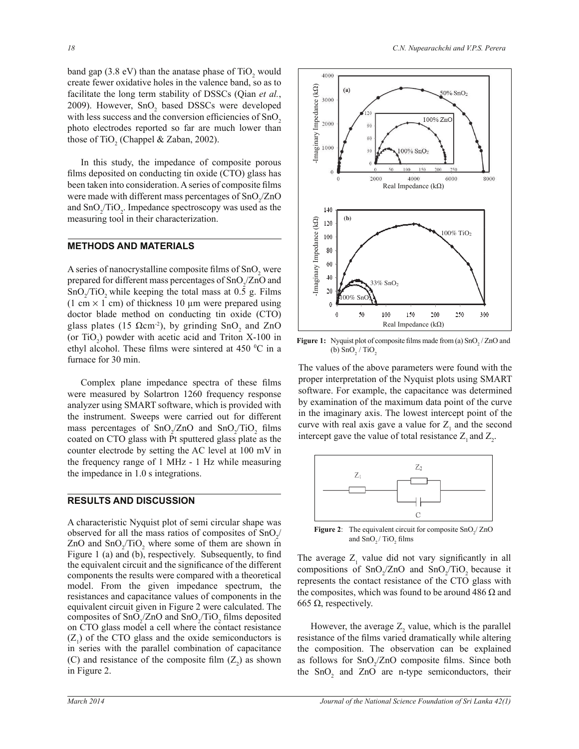band gap (3.8 eV) than the anatase phase of $TiO_2$ would create fewer oxidative holes in the valence band, so as to facilitate the long term stability of DSSCs (Qian *et al.*, 2009). However, $SnO_2$ based DSSCs were developed with less success and the conversion efficiencies of $SnO_2$ photo electrodes reported so far are much lower than those of $TiO_2$ (Chappel & Zaban, 2002).

In this study, the impedance of composite porous films deposited on conducting tin oxide (CTO) glass has been taken into consideration. A series of composite films were made with different mass percentages of $SnO_2$/ZnO and $SnO_2$/$TiO_2$. Impedance spectroscopy was used as the measuring tool in their characterization.

## METHODS AND MATERIALS

A series of nanocrystalline composite films of $SnO_2$ were prepared for different mass percentages of $SnO_2$/ZnO and $SnO_2$/$TiO_2$ while keeping the total mass at 0.5 g. Films (1 cm × 1 cm) of thickness 10 µm were prepared using doctor blade method on conducting tin oxide (CTO) glass plates (15 $\Omega cm^{-2}$), by grinding $SnO_2$ and ZnO (or $TiO_2$) powder with acetic acid and Triton X-100 in ethyl alcohol. These films were sintered at 450 $^0$C in a furnace for 30 min.

Complex plane impedance spectra of these films were measured by Solartron 1260 frequency response analyzer using SMART software, which is provided with the instrument. Sweeps were carried out for different mass percentages of $SnO_2$/ZnO and $SnO_2$/$TiO_2$ films coated on CTO glass with Pt sputtered glass plate as the counter electrode by setting the AC level at 100 mV in the frequency range of 1 MHz - 1 Hz while measuring the impedance in 1.0 s integrations.

## RESULTS AND DISCUSSION

A characteristic Nyquist plot of semi circular shape was observed for all the mass ratios of composites of $SnO_2$/ZnO and $SnO_2$/$TiO_2$ where some of them are shown in Figure 1 (a) and (b), respectively. Subsequently, to find the equivalent circuit and the significance of the different components the results were compared with a theoretical model. From the given impedance spectrum, the resistances and capacitance values of components in the equivalent circuit given in Figure 2 were calculated. The composites of $SnO_2$/ZnO and $SnO_2$/$TiO_2$ films deposited on CTO glass model a cell where the contact resistance ($Z_1$) of the CTO glass and the oxide semiconductors is in series with the parallel combination of capacitance (C) and resistance of the composite film ($Z_2$) as shown in Figure 2.

**Figure 1:** Nyquist plot of composite films made from (a) $SnO_2$ / ZnO and (b) $SnO_2$ / $TiO_2$

The values of the above parameters were found with the proper interpretation of the Nyquist plots using SMART software. For example, the capacitance was determined by examination of the maximum data point of the curve in the imaginary axis. The lowest intercept point of the curve with real axis gave a value for $Z_1$ and the second intercept gave the value of total resistance $Z_1$ and $Z_2$.

**Figure 2**: The equivalent circuit for composite $SnO_2$/ ZnO and $SnO_2$ / $TiO_2$ films

The average $Z_1$ value did not vary significantly in all compositions of $SnO_2$/ZnO and $SnO_2$/$TiO_2$ because it represents the contact resistance of the CTO glass with the composites, which was found to be around 486 Ω and 665 Ω, respectively.

However, the average $Z_2$ value, which is the parallel resistance of the films varied dramatically while altering the composition. The observation can be explained as follows for $SnO_2$/ZnO composite films. Since both the $SnO_2$ and ZnO are n-type semiconductors, their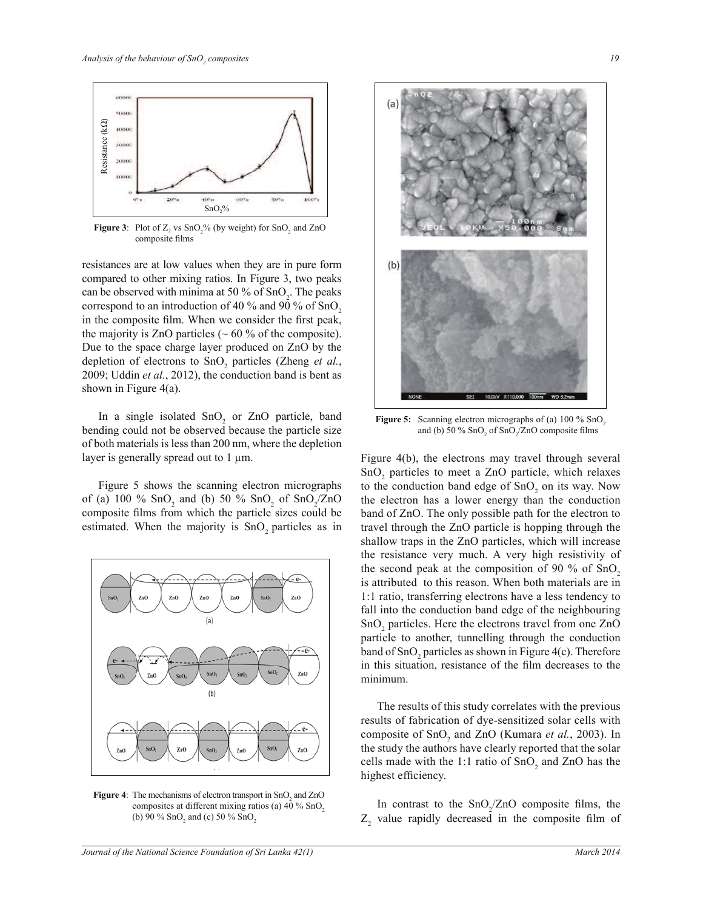**Figure 3**: Plot of $Z_2$ vs $SnO_2$% (by weight) for $SnO_2$ and ZnO composite films

resistances are at low values when they are in pure form compared to other mixing ratios. In Figure 3, two peaks can be observed with minima at 50 % of $SnO_2$. The peaks correspond to an introduction of 40 % and 90 % of $SnO_2$ in the composite film. When we consider the first peak, the majority is ZnO particles (~ 60 % of the composite). Due to the space charge layer produced on ZnO by the depletion of electrons to $SnO_2$ particles (Zheng *et al.*, 2009; Uddin *et al.*, 2012), the conduction band is bent as shown in Figure 4(a).

In a single isolated $SnO_2$ or ZnO particle, band bending could not be observed because the particle size of both materials is less than 200 nm, where the depletion layer is generally spread out to 1 µm.

Figure 5 shows the scanning electron micrographs of (a) 100 % $SnO_2$ and (b) 50 % $SnO_2$ of $SnO_2$/ZnO composite films from which the particle sizes could be estimated. When the majority is $SnO_2$ particles as in Figure 4(b), the electrons may travel through several $SnO_2$ particles to meet a ZnO particle, which relaxes to the conduction band edge of $SnO_2$ on its way. Now the electron has a lower energy than the conduction band of ZnO. The only possible path for the electron to travel through the ZnO particle is hopping through the shallow traps in the ZnO particles, which will increase the resistance very much. A very high resistivity of the second peak at the composition of 90 % of $SnO_2$ is attributed to this reason. When both materials are in 1:1 ratio, transferring electrons have a less tendency to fall into the conduction band edge of the neighbouring $SnO_2$ particles. Here the electrons travel from one ZnO particle to another, tunnelling through the conduction band of $SnO_2$ particles as shown in Figure 4(c). Therefore in this situation, resistance of the film decreases to the minimum.

**Figure 4**: The mechanisms of electron transport in $SnO_2$ and ZnO composites at different mixing ratios (a) 40 % $SnO_2$ (b) 90 % $SnO_2$ and (c) 50 % $SnO_2$

**Figure 5:** Scanning electron micrographs of (a) 100 % $SnO_2$ and (b) 50 % $SnO_2$ of $SnO_2$/ZnO composite films

The results of this study correlates with the previous results of fabrication of dye-sensitized solar cells with composite of $SnO_2$ and ZnO (Kumara *et al.*, 2003). In the study the authors have clearly reported that the solar cells made with the 1:1 ratio of $SnO_2$ and ZnO has the highest efficiency.

In contrast to the $SnO_2$/ZnO composite films, the $Z_2$ value rapidly decreased in the composite film of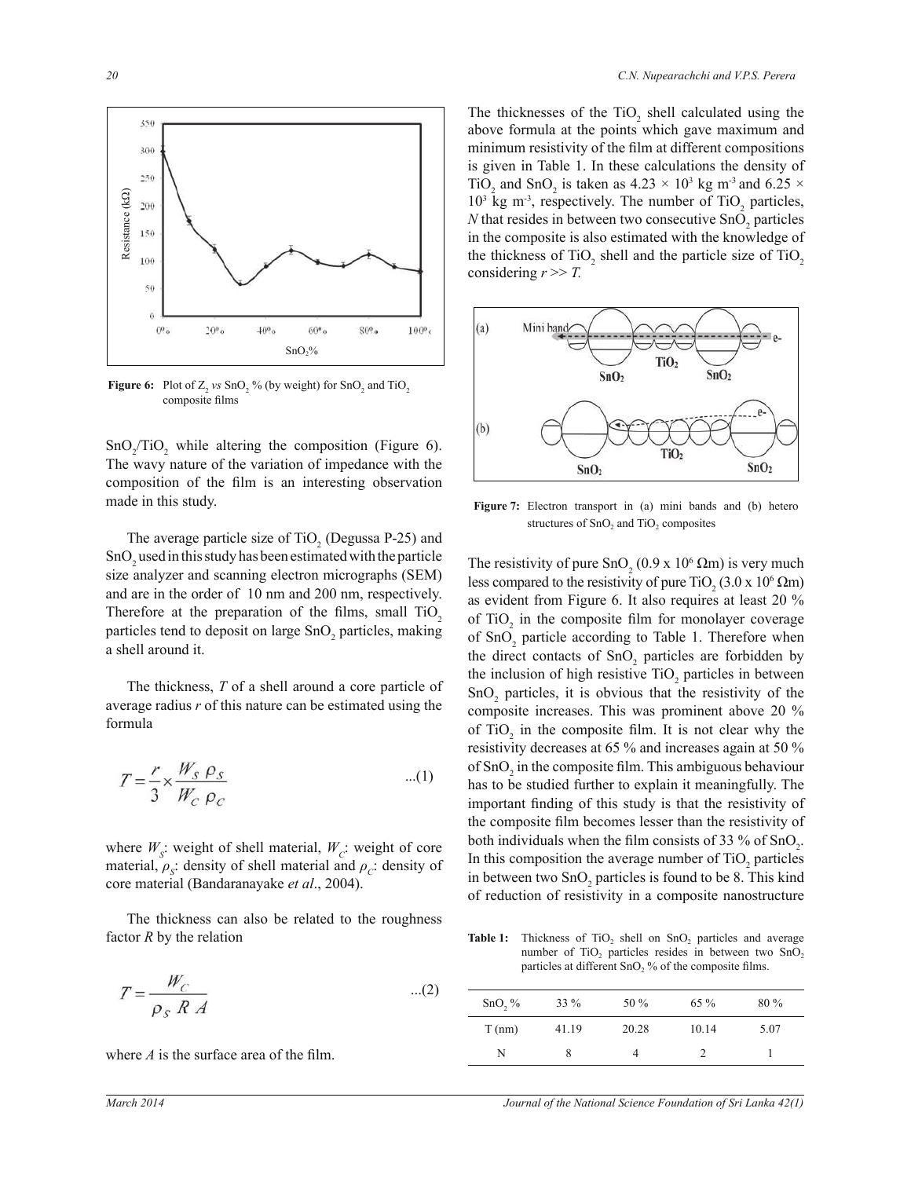**Figure 6:** Plot of $Z_2$ *vs* $SnO_2$ % (by weight) for $SnO_2$ and $TiO_2$ composite films

$SnO_2/TiO_2$ while altering the composition (Figure 6). The wavy nature of the variation of impedance with the composition of the film is an interesting observation made in this study.

The average particle size of $TiO_2$ (Degussa P-25) and $SnO_2$ used in this study has been estimated with the particle size analyzer and scanning electron micrographs (SEM) and are in the order of 10 nm and 200 nm, respectively. Therefore at the preparation of the films, small $TiO_2$ particles tend to deposit on large $SnO_2$ particles, making a shell around it.

The thickness, $T$ of a shell around a core particle of average radius $r$ of this nature can be estimated using the formula

$$T = \frac{r}{3} \times \frac{W_S \ \rho_S}{W_C \ \rho_C} \qquad \text{...(1)}$$

where $W_S$: weight of shell material, $W_C$: weight of core material, $\rho_S$: density of shell material and $\rho_C$: density of core material (Bandaranayake *et al*., 2004).

The thickness can also be related to the roughness factor $R$ by the relation

$$T = \frac{W_C}{\rho_S \ R \ A} \qquad \text{...(2)}$$

where $A$ is the surface area of the film.

The thicknesses of the $TiO_2$ shell calculated using the above formula at the points which gave maximum and minimum resistivity of the film at different compositions is given in Table 1. In these calculations the density of $TiO_2$ and $SnO_2$ is taken as $4.23 \times 10^3$ kg m$^{-3}$ and $6.25 \times 10^3$ kg m$^{-3}$, respectively. The number of $TiO_2$ particles, $N$ that resides in between two consecutive $SnO_2$ particles in the composite is also estimated with the knowledge of the thickness of $TiO_2$ shell and the particle size of $TiO_2$ considering $r >> T$.

**Figure 7:** Electron transport in (a) mini bands and (b) hetero structures of $SnO_2$ and $TiO_2$ composites

The resistivity of pure $SnO_2$ ($0.9 \times 10^6$ Ωm) is very much less compared to the resistivity of pure $TiO_2$ ($3.0 \times 10^6$ Ωm) as evident from Figure 6. It also requires at least 20 % of $TiO_2$ in the composite film for monolayer coverage of $SnO_2$ particle according to Table 1. Therefore when the direct contacts of $SnO_2$ particles are forbidden by the inclusion of high resistive $TiO_2$ particles in between $SnO_2$ particles, it is obvious that the resistivity of the composite increases. This was prominent above 20 % of $TiO_2$ in the composite film. It is not clear why the resistivity decreases at 65 % and increases again at 50 % of $SnO_2$ in the composite film. This ambiguous behaviour has to be studied further to explain it meaningfully. The important finding of this study is that the resistivity of the composite film becomes lesser than the resistivity of both individuals when the film consists of 33 % of $SnO_2$. In this composition the average number of $TiO_2$ particles in between two $SnO_2$ particles is found to be 8. This kind of reduction of resistivity in a composite nanostructure

**Table 1:** Thickness of $TiO_2$ shell on $SnO_2$ particles and average number of $TiO_2$ particles resides in between two $SnO_2$ particles at different $SnO_2$ % of the composite films.

| $SnO_2$ % | 33 % | 50 % | 65 % | 80 % |
|---|---|---|---|---|
| T (nm) | 41.19 | 20.28 | 10.14 | 5.07 |
| N | 8 | 4 | 2 | 1 |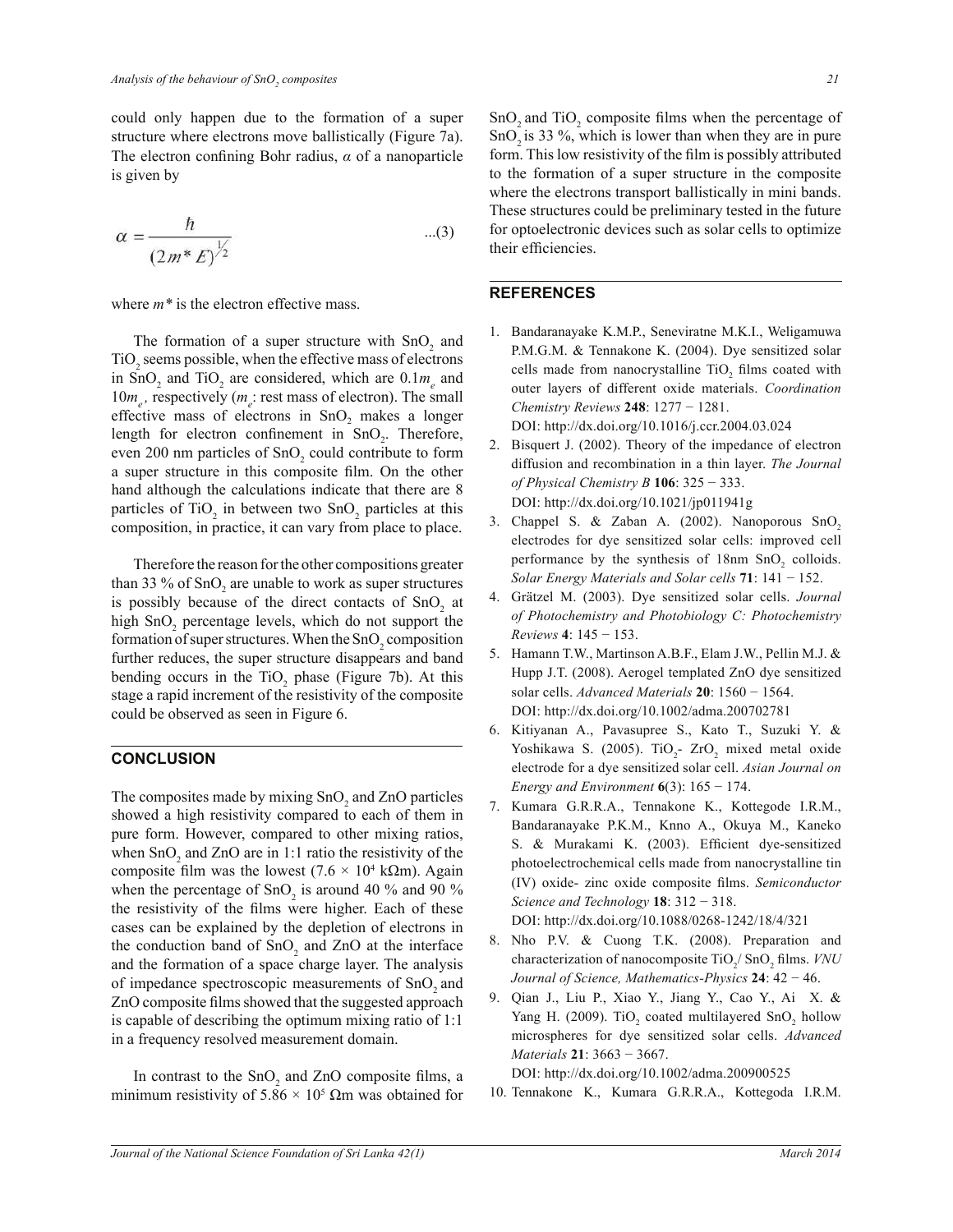could only happen due to the formation of a super structure where electrons move ballistically (Figure 7a). The electron confining Bohr radius, $\alpha$ of a nanoparticle is given by

$$\alpha = \frac{\hbar}{(2m^* E)^{1/2}} \qquad ...(3)$$

where $m^*$ is the electron effective mass.

The formation of a super structure with $SnO_2$ and $TiO_2$ seems possible, when the effective mass of electrons in $SnO_2$ and $TiO_2$ are considered, which are $0.1m_e$ and $10m_e$, respectively ($m_e$: rest mass of electron). The small effective mass of electrons in $SnO_2$ makes a longer length for electron confinement in $SnO_2$. Therefore, even 200 nm particles of $SnO_2$ could contribute to form a super structure in this composite film. On the other hand although the calculations indicate that there are 8 particles of $TiO_2$ in between two $SnO_2$ particles at this composition, in practice, it can vary from place to place.

Therefore the reason for the other compositions greater than 33 % of $SnO_2$ are unable to work as super structures is possibly because of the direct contacts of $SnO_2$ at high $SnO_2$ percentage levels, which do not support the formation of super structures. When the $SnO_2$ composition further reduces, the super structure disappears and band bending occurs in the $TiO_2$ phase (Figure 7b). At this stage a rapid increment of the resistivity of the composite could be observed as seen in Figure 6.

## CONCLUSION

The composites made by mixing $SnO_2$ and ZnO particles showed a high resistivity compared to each of them in pure form. However, compared to other mixing ratios, when $SnO_2$ and ZnO are in 1:1 ratio the resistivity of the composite film was the lowest ($7.6 \times 10^4$ kΩm). Again when the percentage of $SnO_2$ is around 40 % and 90 % the resistivity of the films were higher. Each of these cases can be explained by the depletion of electrons in the conduction band of $SnO_2$ and ZnO at the interface and the formation of a space charge layer. The analysis of impedance spectroscopic measurements of $SnO_2$ and ZnO composite films showed that the suggested approach is capable of describing the optimum mixing ratio of 1:1 in a frequency resolved measurement domain.

In contrast to the $SnO_2$ and ZnO composite films, a minimum resistivity of $5.86 \times 10^5$ Ωm was obtained for $SnO_2$ and $TiO_2$ composite films when the percentage of $SnO_2$ is 33 %, which is lower than when they are in pure form. This low resistivity of the film is possibly attributed to the formation of a super structure in the composite where the electrons transport ballistically in mini bands. These structures could be preliminary tested in the future for optoelectronic devices such as solar cells to optimize their efficiencies.

## REFERENCES

1. Bandaranayake K.M.P., Seneviratne M.K.I., Weligamuwa P.M.G.M. & Tennakone K. (2004). Dye sensitized solar cells made from nanocrystalline $TiO_2$ films coated with outer layers of different oxide materials. *Coordination Chemistry Reviews* **248**: 1277 − 1281.
   DOI: http://dx.doi.org/10.1016/j.ccr.2004.03.024
2. Bisquert J. (2002). Theory of the impedance of electron diffusion and recombination in a thin layer. *The Journal of Physical Chemistry B* **106**: 325 − 333.
   DOI: http://dx.doi.org/10.1021/jp011941g
3. Chappel S. & Zaban A. (2002). Nanoporous $SnO_2$ electrodes for dye sensitized solar cells: improved cell performance by the synthesis of 18nm $SnO_2$ colloids. *Solar Energy Materials and Solar cells* **71**: 141 − 152.
4. Grätzel M. (2003). Dye sensitized solar cells. *Journal of Photochemistry and Photobiology C: Photochemistry Reviews* **4**: 145 − 153.
5. Hamann T.W., Martinson A.B.F., Elam J.W., Pellin M.J. & Hupp J.T. (2008). Aerogel templated ZnO dye sensitized solar cells. *Advanced Materials* **20**: 1560 − 1564.
   DOI: http://dx.doi.org/10.1002/adma.200702781
6. Kitiyanan A., Pavasupree S., Kato T., Suzuki Y. & Yoshikawa S. (2005). $TiO_2$- $ZrO_2$ mixed metal oxide electrode for a dye sensitized solar cell. *Asian Journal on Energy and Environment* **6**(3): 165 − 174.
7. Kumara G.R.R.A., Tennakone K., Kottegode I.R.M., Bandaranayake P.K.M., Knno A., Okuya M., Kaneko S. & Murakami K. (2003). Efficient dye-sensitized photoelectrochemical cells made from nanocrystalline tin (IV) oxide- zinc oxide composite films. *Semiconductor Science and Technology* **18**: 312 − 318.
   DOI: http://dx.doi.org/10.1088/0268-1242/18/4/321
8. Nho P.V. & Cuong T.K. (2008). Preparation and characterization of nanocomposite $TiO_2$/ $SnO_2$ films. *VNU Journal of Science, Mathematics-Physics* **24**: 42 − 46.
9. Qian J., Liu P., Xiao Y., Jiang Y., Cao Y., Ai X. & Yang H. (2009). $TiO_2$ coated multilayered $SnO_2$ hollow microspheres for dye sensitized solar cells. *Advanced Materials* **21**: 3663 − 3667.
   DOI: http://dx.doi.org/10.1002/adma.200900525
10. Tennakone K., Kumara G.R.R.A., Kottegoda I.R.M.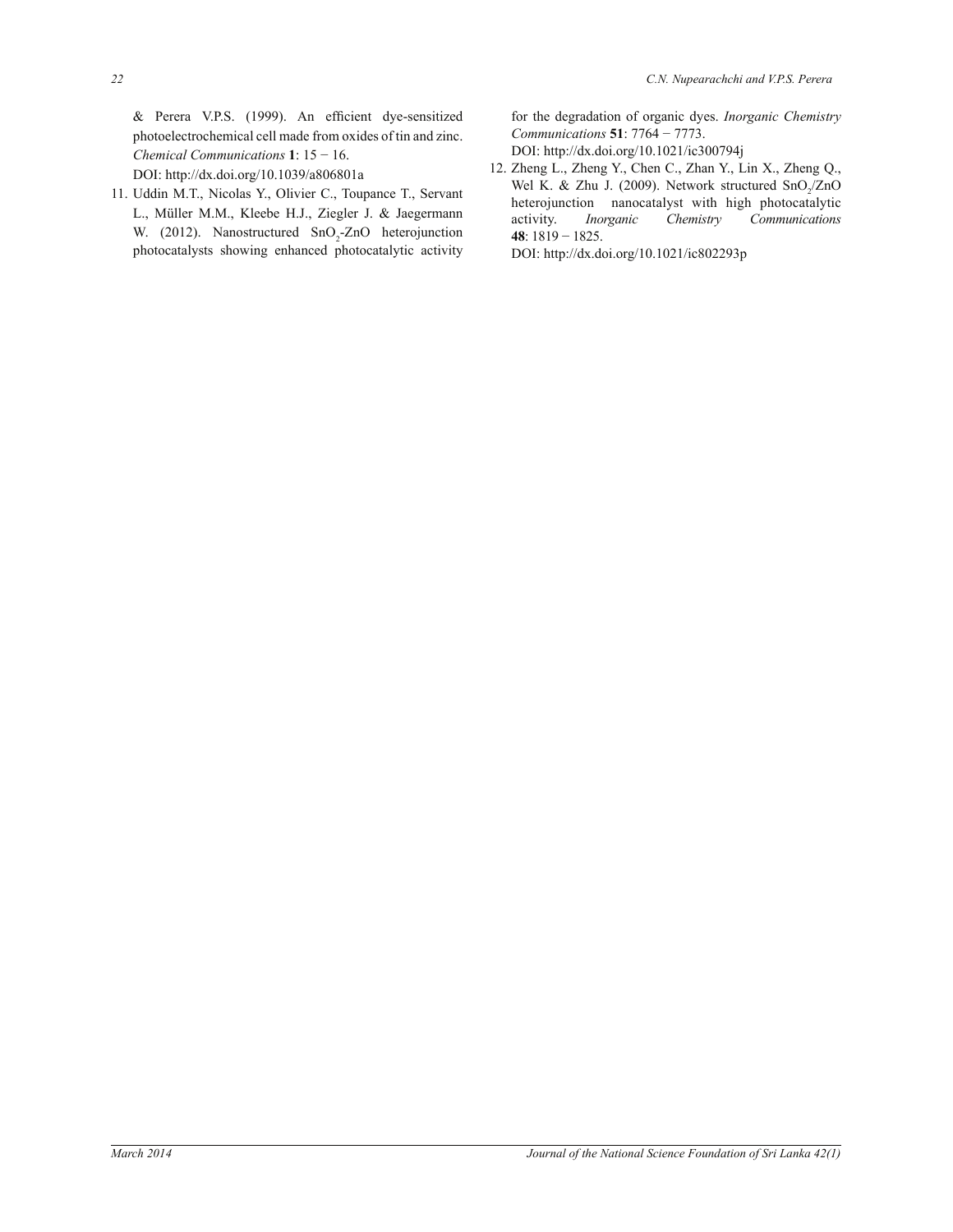& Perera V.P.S. (1999). An efficient dye-sensitized photoelectrochemical cell made from oxides of tin and zinc. *Chemical Communications* **1**: 15 − 16.
DOI: http://dx.doi.org/10.1039/a806801a

11. Uddin M.T., Nicolas Y., Olivier C., Toupance T., Servant L., Müller M.M., Kleebe H.J., Ziegler J. & Jaegermann W. (2012). Nanostructured $SnO_2$-ZnO heterojunction photocatalysts showing enhanced photocatalytic activity for the degradation of organic dyes. *Inorganic Chemistry Communications* **51**: 7764 − 7773.
DOI: http://dx.doi.org/10.1021/ic300794j
12. Zheng L., Zheng Y., Chen C., Zhan Y., Lin X., Zheng Q., Wel K. & Zhu J. (2009). Network structured $SnO_2$/ZnO heterojunction nanocatalyst with high photocatalytic activity. *Inorganic Chemistry Communications* **48**: 1819 − 1825.
DOI: http://dx.doi.org/10.1021/ic802293p